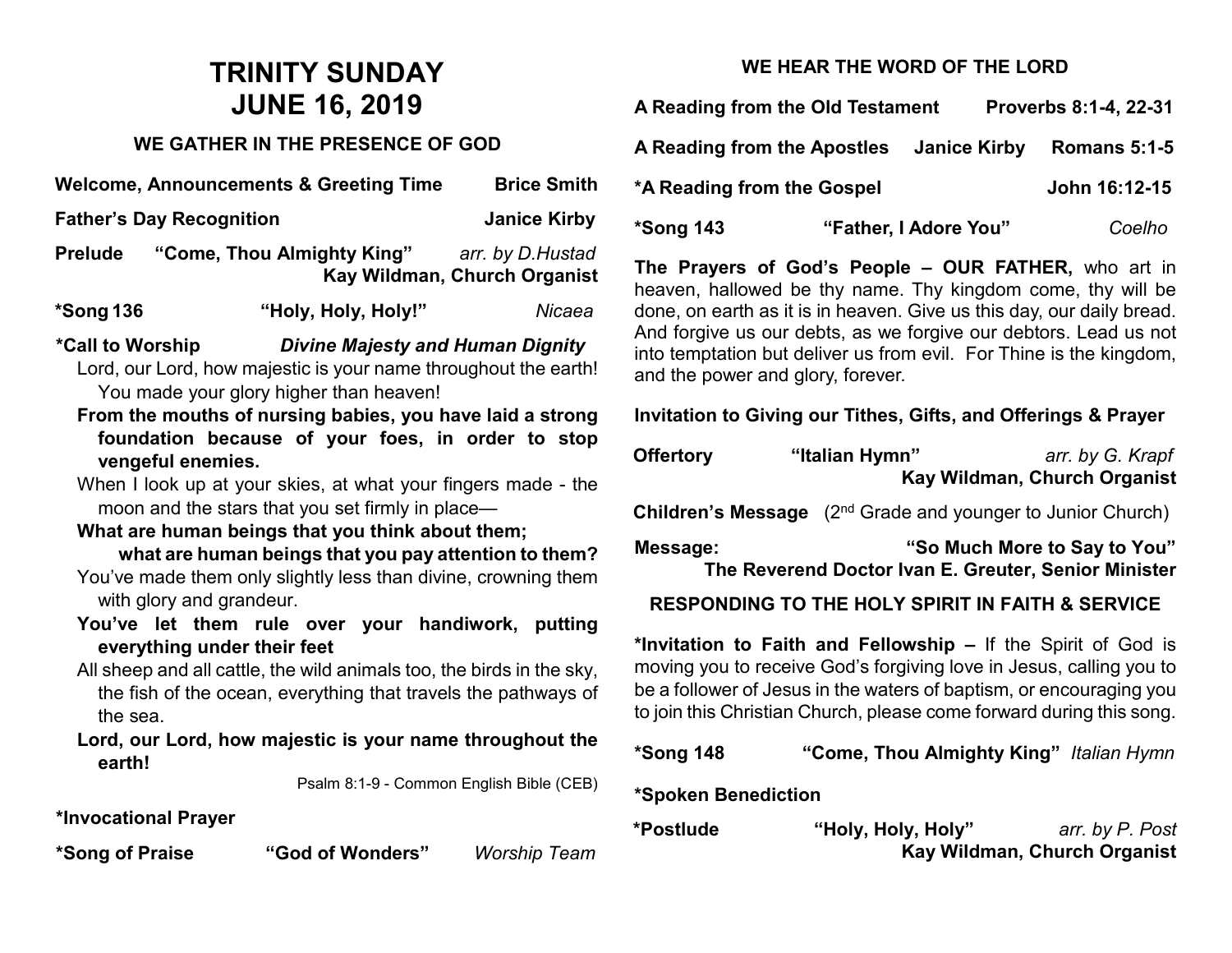# TRINITY SUNDAY
# JUNE 16, 2019

## WE GATHER IN THE PRESENCE OF GOD

**Welcome, Announcements & Greeting Time** — **Brice Smith**

**Father's Day Recognition** — **Janice Kirby**

**Prelude** **"Come, Thou Almighty King"** *arr. by D.Hustad*
**Kay Wildman, Church Organist**

**\*Song 136** **"Holy, Holy, Holy!"** *Nicaea*

**\*Call to Worship** ***Divine Majesty and Human Dignity***

Lord, our Lord, how majestic is your name throughout the earth! You made your glory higher than heaven!

**From the mouths of nursing babies, you have laid a strong foundation because of your foes, in order to stop vengeful enemies.**

When I look up at your skies, at what your fingers made - the moon and the stars that you set firmly in place—

**What are human beings that you think about them;**
**what are human beings that you pay attention to them?**

You've made them only slightly less than divine, crowning them with glory and grandeur.

**You've let them rule over your handiwork, putting everything under their feet**

All sheep and all cattle, the wild animals too, the birds in the sky, the fish of the ocean, everything that travels the pathways of the sea.

**Lord, our Lord, how majestic is your name throughout the earth!**

Psalm 8:1-9 - Common English Bible (CEB)

**\*Invocational Prayer**

**\*Song of Praise** **"God of Wonders"** *Worship Team*

## WE HEAR THE WORD OF THE LORD

**A Reading from the Old Testament** — **Proverbs 8:1-4, 22-31**

**A Reading from the Apostles** **Janice Kirby** — **Romans 5:1-5**

**\*A Reading from the Gospel** — **John 16:12-15**

**\*Song 143** **"Father, I Adore You"** *Coelho*

**The Prayers of God's People – OUR FATHER,** who art in heaven, hallowed be thy name. Thy kingdom come, thy will be done, on earth as it is in heaven. Give us this day, our daily bread. And forgive us our debts, as we forgive our debtors. Lead us not into temptation but deliver us from evil. For Thine is the kingdom, and the power and glory, forever.

**Invitation to Giving our Tithes, Gifts, and Offerings & Prayer**

**Offertory** **"Italian Hymn"** *arr. by G. Krapf*
**Kay Wildman, Church Organist**

**Children's Message** (2nd Grade and younger to Junior Church)

**Message:** **"So Much More to Say to You"**
**The Reverend Doctor Ivan E. Greuter, Senior Minister**

## RESPONDING TO THE HOLY SPIRIT IN FAITH & SERVICE

**\*Invitation to Faith and Fellowship –** If the Spirit of God is moving you to receive God's forgiving love in Jesus, calling you to be a follower of Jesus in the waters of baptism, or encouraging you to join this Christian Church, please come forward during this song.

**\*Song 148** **"Come, Thou Almighty King"** *Italian Hymn*

**\*Spoken Benediction**

**\*Postlude** **"Holy, Holy, Holy"** *arr. by P. Post*
**Kay Wildman, Church Organist**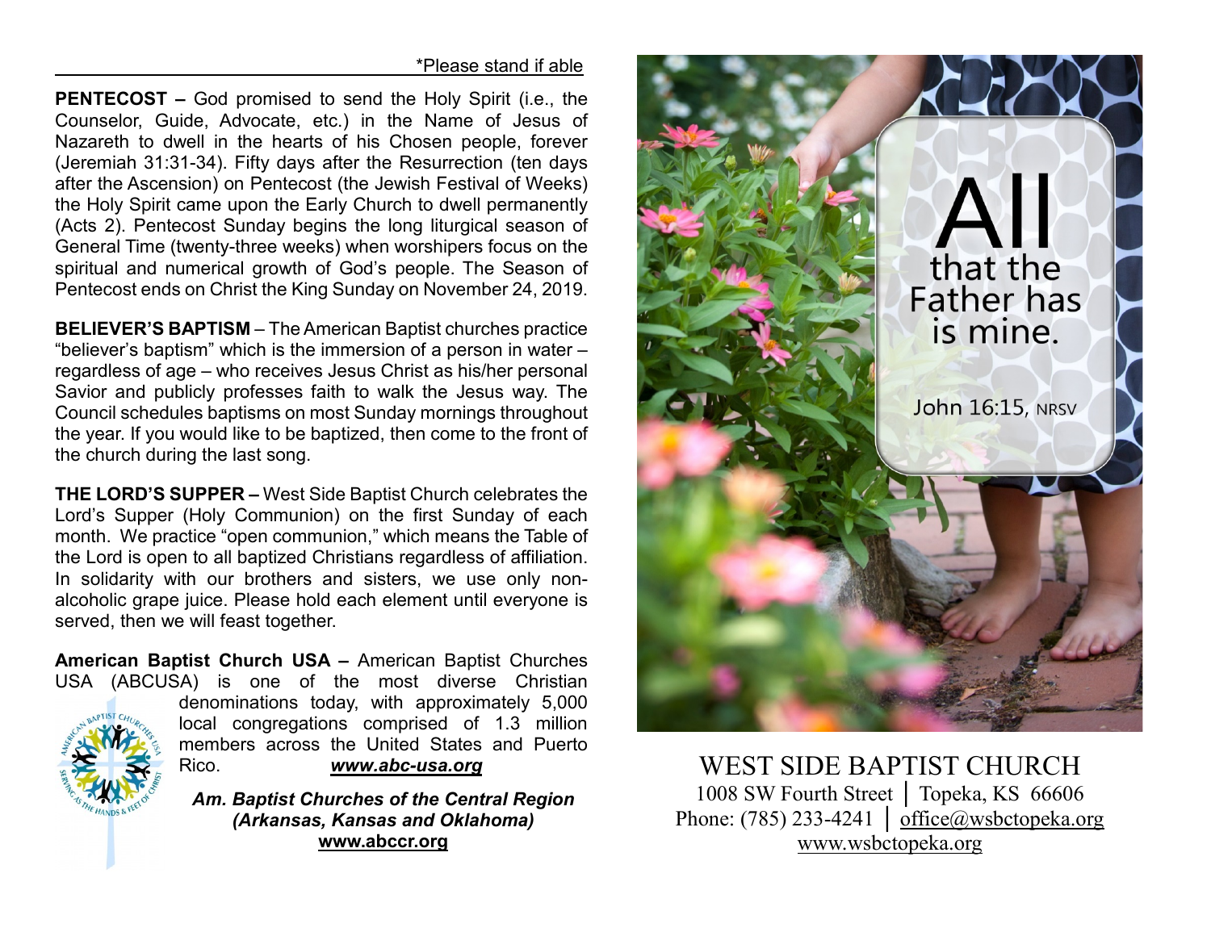\*Please stand if able

**PENTECOST –** God promised to send the Holy Spirit (i.e., the Counselor, Guide, Advocate, etc.) in the Name of Jesus of Nazareth to dwell in the hearts of his Chosen people, forever (Jeremiah 31:31-34). Fifty days after the Resurrection (ten days after the Ascension) on Pentecost (the Jewish Festival of Weeks) the Holy Spirit came upon the Early Church to dwell permanently (Acts 2). Pentecost Sunday begins the long liturgical season of General Time (twenty-three weeks) when worshipers focus on the spiritual and numerical growth of God's people. The Season of Pentecost ends on Christ the King Sunday on November 24, 2019.

**BELIEVER'S BAPTISM** – The American Baptist churches practice "believer's baptism" which is the immersion of a person in water – regardless of age – who receives Jesus Christ as his/her personal Savior and publicly professes faith to walk the Jesus way. The Council schedules baptisms on most Sunday mornings throughout the year. If you would like to be baptized, then come to the front of the church during the last song.

**THE LORD'S SUPPER –** West Side Baptist Church celebrates the Lord's Supper (Holy Communion) on the first Sunday of each month. We practice "open communion," which means the Table of the Lord is open to all baptized Christians regardless of affiliation. In solidarity with our brothers and sisters, we use only non-alcoholic grape juice. Please hold each element until everyone is served, then we will feast together.

**American Baptist Church USA –** American Baptist Churches USA (ABCUSA) is one of the most diverse Christian denominations today, with approximately 5,000 local congregations comprised of 1.3 million members across the United States and Puerto Rico. ***www.abc-usa.org***

***Am. Baptist Churches of the Central Region (Arkansas, Kansas and Oklahoma)***
**www.abccr.org**

All that the Father has is mine.

John 16:15, NRSV

# WEST SIDE BAPTIST CHURCH

1008 SW Fourth Street | Topeka, KS 66606
Phone: (785) 233-4241 | office@wsbctopeka.org
www.wsbctopeka.org